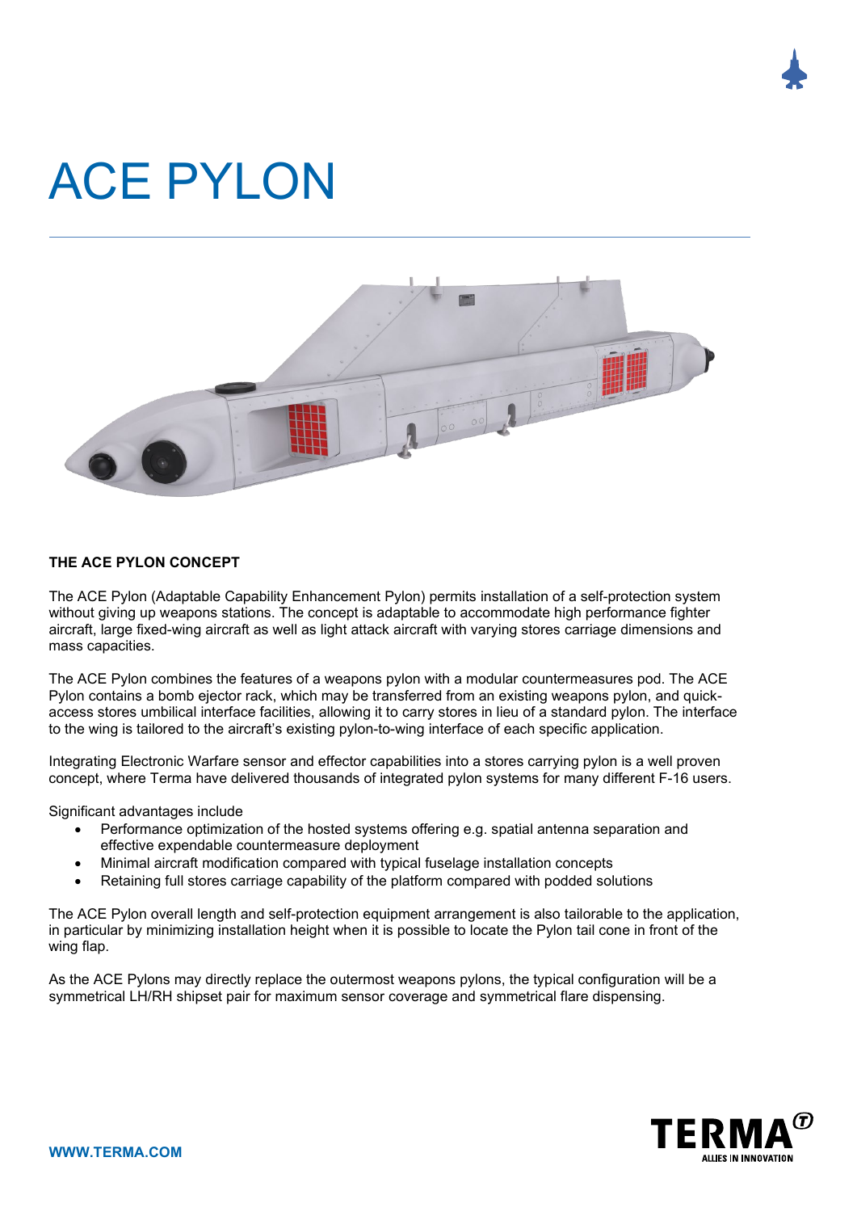# ACE PYLON

## THE ACE PYLON CONCEPT

The ACE Pylon (Adaptable Capability Enhancement Pylon) permits installation of a self-protection system without giving up weapons stations. The concept is adaptable to accommodate high performance fighter aircraft, large fixed-wing aircraft as well as light attack aircraft with varying stores carriage dimensions and mass capacities.

The ACE Pylon combines the features of a weapons pylon with a modular countermeasures pod. The ACE Pylon contains a bomb ejector rack, which may be transferred from an existing weapons pylon, and quick-access stores umbilical interface facilities, allowing it to carry stores in lieu of a standard pylon. The interface to the wing is tailored to the aircraft's existing pylon-to-wing interface of each specific application.

Integrating Electronic Warfare sensor and effector capabilities into a stores carrying pylon is a well proven concept, where Terma have delivered thousands of integrated pylon systems for many different F-16 users.

Significant advantages include

- Performance optimization of the hosted systems offering e.g. spatial antenna separation and effective expendable countermeasure deployment
- Minimal aircraft modification compared with typical fuselage installation concepts
- Retaining full stores carriage capability of the platform compared with podded solutions

The ACE Pylon overall length and self-protection equipment arrangement is also tailorable to the application, in particular by minimizing installation height when it is possible to locate the Pylon tail cone in front of the wing flap.

As the ACE Pylons may directly replace the outermost weapons pylons, the typical configuration will be a symmetrical LH/RH shipset pair for maximum sensor coverage and symmetrical flare dispensing.

WWW.TERMA.COM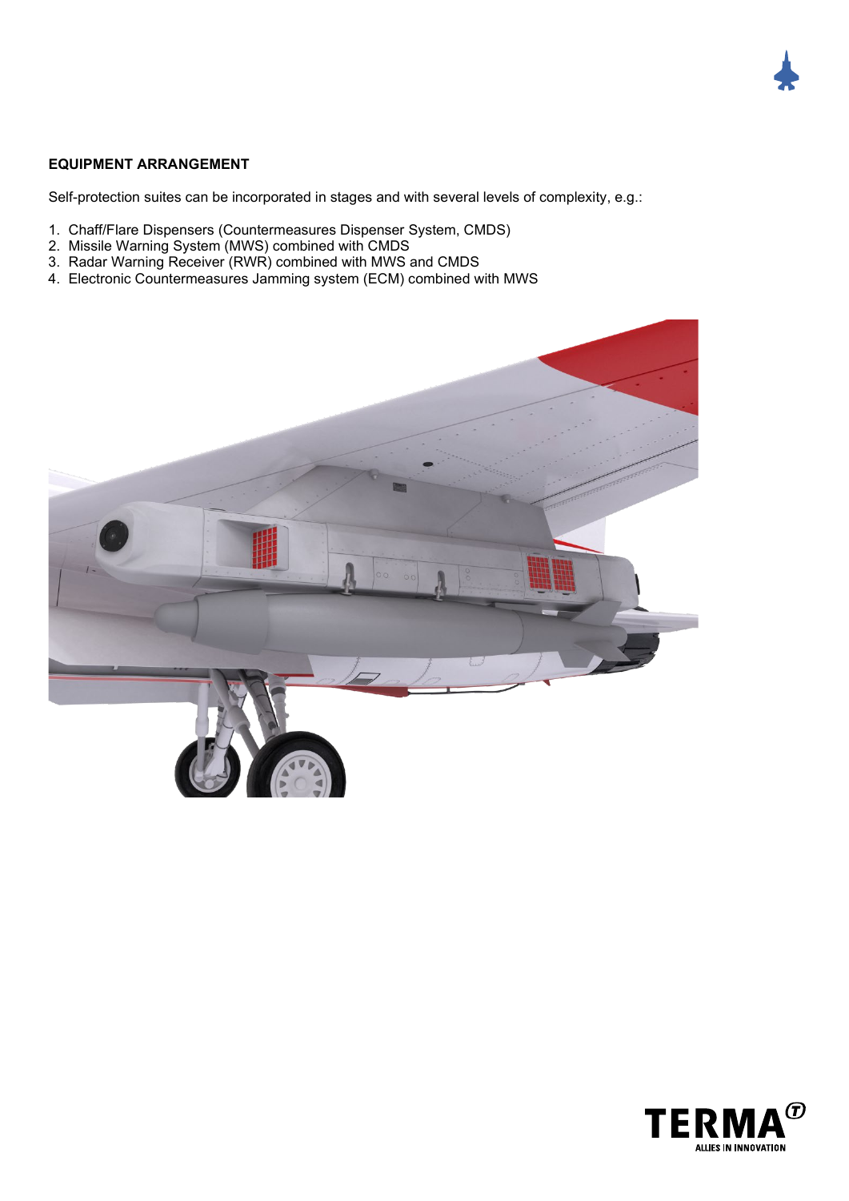**EQUIPMENT ARRANGEMENT**

Self-protection suites can be incorporated in stages and with several levels of complexity, e.g.:

1. Chaff/Flare Dispensers (Countermeasures Dispenser System, CMDS)
2. Missile Warning System (MWS) combined with CMDS
3. Radar Warning Receiver (RWR) combined with MWS and CMDS
4. Electronic Countermeasures Jamming system (ECM) combined with MWS